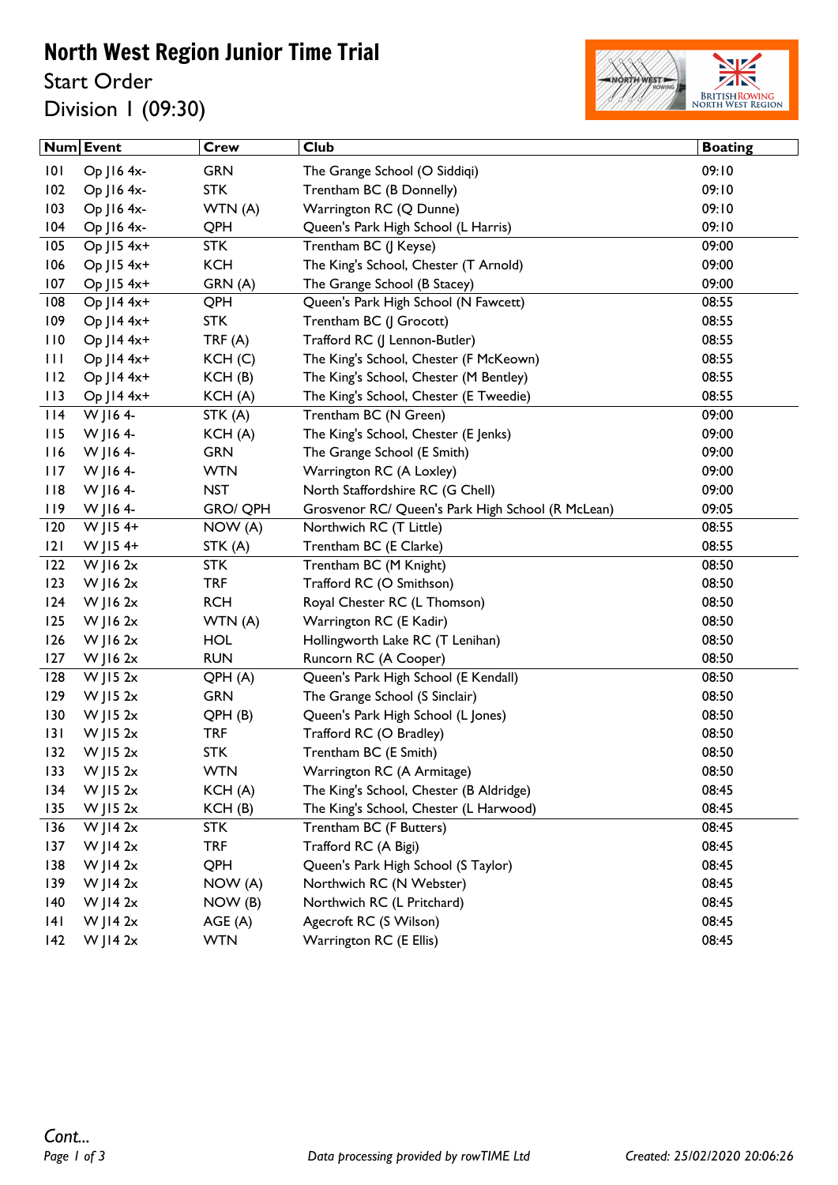# North West Region Junior Time Trial

## Start Order

## Division 1 (09:30)

| Num | Event | Crew | Club | Boating |
|---|---|---|---|---|
| 101 | Op J16 4x- | GRN | The Grange School (O Siddiqi) | 09:10 |
| 102 | Op J16 4x- | STK | Trentham BC (B Donnelly) | 09:10 |
| 103 | Op J16 4x- | WTN (A) | Warrington RC (Q Dunne) | 09:10 |
| 104 | Op J16 4x- | QPH | Queen's Park High School (L Harris) | 09:10 |
| 105 | Op J15 4x+ | STK | Trentham BC (J Keyse) | 09:00 |
| 106 | Op J15 4x+ | KCH | The King's School, Chester (T Arnold) | 09:00 |
| 107 | Op J15 4x+ | GRN (A) | The Grange School (B Stacey) | 09:00 |
| 108 | Op J14 4x+ | QPH | Queen's Park High School (N Fawcett) | 08:55 |
| 109 | Op J14 4x+ | STK | Trentham BC (J Grocott) | 08:55 |
| 110 | Op J14 4x+ | TRF (A) | Trafford RC (J Lennon-Butler) | 08:55 |
| 111 | Op J14 4x+ | KCH (C) | The King's School, Chester (F McKeown) | 08:55 |
| 112 | Op J14 4x+ | KCH (B) | The King's School, Chester (M Bentley) | 08:55 |
| 113 | Op J14 4x+ | KCH (A) | The King's School, Chester (E Tweedie) | 08:55 |
| 114 | W J16 4- | STK (A) | Trentham BC (N Green) | 09:00 |
| 115 | W J16 4- | KCH (A) | The King's School, Chester (E Jenks) | 09:00 |
| 116 | W J16 4- | GRN | The Grange School (E Smith) | 09:00 |
| 117 | W J16 4- | WTN | Warrington RC (A Loxley) | 09:00 |
| 118 | W J16 4- | NST | North Staffordshire RC (G Chell) | 09:00 |
| 119 | W J16 4- | GRO/ QPH | Grosvenor RC/ Queen's Park High School (R McLean) | 09:05 |
| 120 | W J15 4+ | NOW (A) | Northwich RC (T Little) | 08:55 |
| 121 | W J15 4+ | STK (A) | Trentham BC (E Clarke) | 08:55 |
| 122 | W J16 2x | STK | Trentham BC (M Knight) | 08:50 |
| 123 | W J16 2x | TRF | Trafford RC (O Smithson) | 08:50 |
| 124 | W J16 2x | RCH | Royal Chester RC (L Thomson) | 08:50 |
| 125 | W J16 2x | WTN (A) | Warrington RC (E Kadir) | 08:50 |
| 126 | W J16 2x | HOL | Hollingworth Lake RC (T Lenihan) | 08:50 |
| 127 | W J16 2x | RUN | Runcorn RC (A Cooper) | 08:50 |
| 128 | W J15 2x | QPH (A) | Queen's Park High School (E Kendall) | 08:50 |
| 129 | W J15 2x | GRN | The Grange School (S Sinclair) | 08:50 |
| 130 | W J15 2x | QPH (B) | Queen's Park High School (L Jones) | 08:50 |
| 131 | W J15 2x | TRF | Trafford RC (O Bradley) | 08:50 |
| 132 | W J15 2x | STK | Trentham BC (E Smith) | 08:50 |
| 133 | W J15 2x | WTN | Warrington RC (A Armitage) | 08:50 |
| 134 | W J15 2x | KCH (A) | The King's School, Chester (B Aldridge) | 08:45 |
| 135 | W J15 2x | KCH (B) | The King's School, Chester (L Harwood) | 08:45 |
| 136 | W J14 2x | STK | Trentham BC (F Butters) | 08:45 |
| 137 | W J14 2x | TRF | Trafford RC (A Bigi) | 08:45 |
| 138 | W J14 2x | QPH | Queen's Park High School (S Taylor) | 08:45 |
| 139 | W J14 2x | NOW (A) | Northwich RC (N Webster) | 08:45 |
| 140 | W J14 2x | NOW (B) | Northwich RC (L Pritchard) | 08:45 |
| 141 | W J14 2x | AGE (A) | Agecroft RC (S Wilson) | 08:45 |
| 142 | W J14 2x | WTN | Warrington RC (E Ellis) | 08:45 |

*Cont...*

*Data processing provided by rowTIME Ltd*

*Created: 25/02/2020 20:06:26*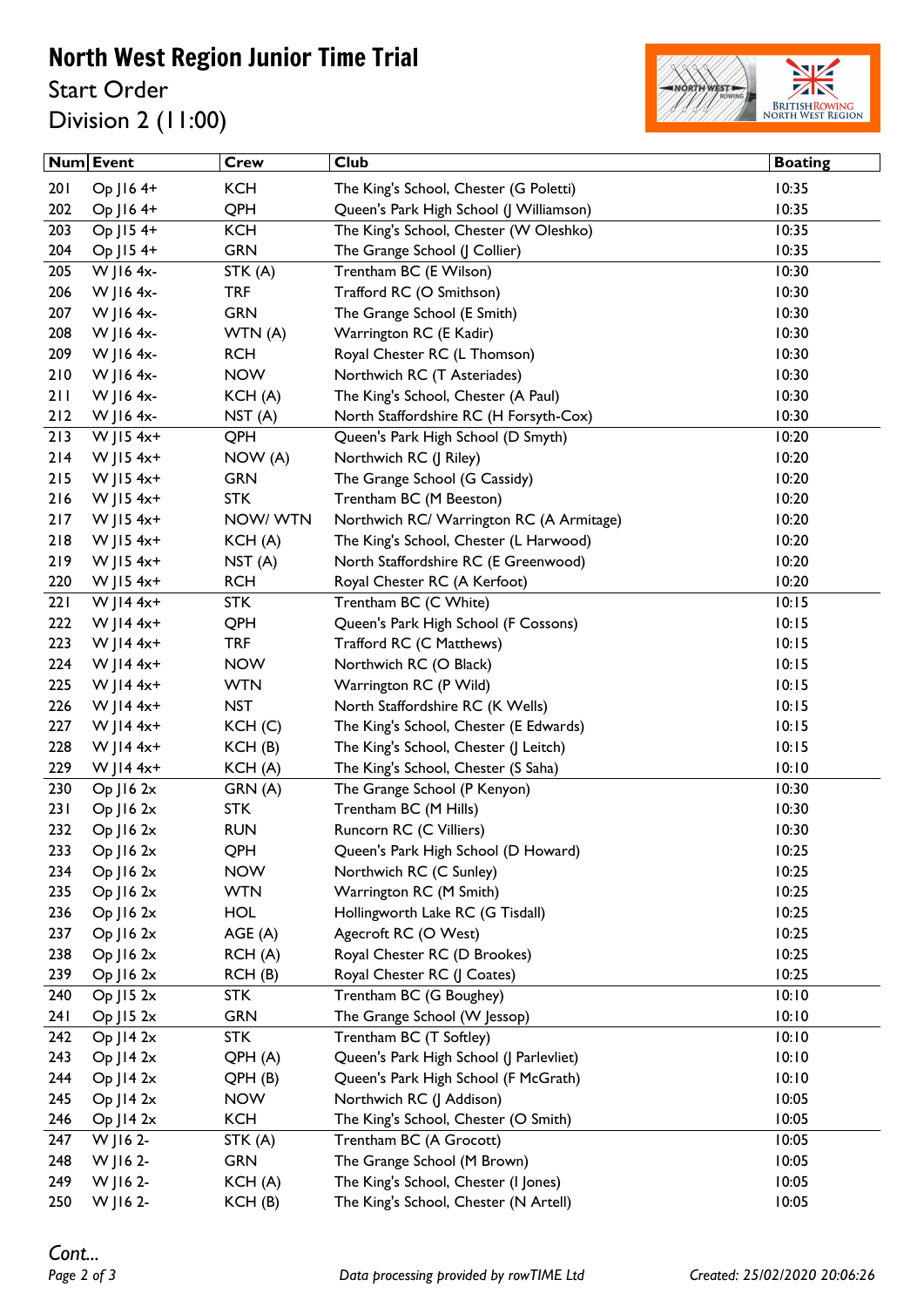# North West Region Junior Time Trial

## Start Order

## Division 2 (11:00)

| Num | Event | Crew | Club | Boating |
|---|---|---|---|---|
| 201 | Op J16 4+ | KCH | The King's School, Chester (G Poletti) | 10:35 |
| 202 | Op J16 4+ | QPH | Queen's Park High School (J Williamson) | 10:35 |
| 203 | Op J15 4+ | KCH | The King's School, Chester (W Oleshko) | 10:35 |
| 204 | Op J15 4+ | GRN | The Grange School (J Collier) | 10:35 |
| 205 | W J16 4x- | STK (A) | Trentham BC (E Wilson) | 10:30 |
| 206 | W J16 4x- | TRF | Trafford RC (O Smithson) | 10:30 |
| 207 | W J16 4x- | GRN | The Grange School (E Smith) | 10:30 |
| 208 | W J16 4x- | WTN (A) | Warrington RC (E Kadir) | 10:30 |
| 209 | W J16 4x- | RCH | Royal Chester RC (L Thomson) | 10:30 |
| 210 | W J16 4x- | NOW | Northwich RC (T Asteriades) | 10:30 |
| 211 | W J16 4x- | KCH (A) | The King's School, Chester (A Paul) | 10:30 |
| 212 | W J16 4x- | NST (A) | North Staffordshire RC (H Forsyth-Cox) | 10:30 |
| 213 | W J15 4x+ | QPH | Queen's Park High School (D Smyth) | 10:20 |
| 214 | W J15 4x+ | NOW (A) | Northwich RC (J Riley) | 10:20 |
| 215 | W J15 4x+ | GRN | The Grange School (G Cassidy) | 10:20 |
| 216 | W J15 4x+ | STK | Trentham BC (M Beeston) | 10:20 |
| 217 | W J15 4x+ | NOW/ WTN | Northwich RC/ Warrington RC (A Armitage) | 10:20 |
| 218 | W J15 4x+ | KCH (A) | The King's School, Chester (L Harwood) | 10:20 |
| 219 | W J15 4x+ | NST (A) | North Staffordshire RC (E Greenwood) | 10:20 |
| 220 | W J15 4x+ | RCH | Royal Chester RC (A Kerfoot) | 10:20 |
| 221 | W J14 4x+ | STK | Trentham BC (C White) | 10:15 |
| 222 | W J14 4x+ | QPH | Queen's Park High School (F Cossons) | 10:15 |
| 223 | W J14 4x+ | TRF | Trafford RC (C Matthews) | 10:15 |
| 224 | W J14 4x+ | NOW | Northwich RC (O Black) | 10:15 |
| 225 | W J14 4x+ | WTN | Warrington RC (P Wild) | 10:15 |
| 226 | W J14 4x+ | NST | North Staffordshire RC (K Wells) | 10:15 |
| 227 | W J14 4x+ | KCH (C) | The King's School, Chester (E Edwards) | 10:15 |
| 228 | W J14 4x+ | KCH (B) | The King's School, Chester (J Leitch) | 10:15 |
| 229 | W J14 4x+ | KCH (A) | The King's School, Chester (S Saha) | 10:10 |
| 230 | Op J16 2x | GRN (A) | The Grange School (P Kenyon) | 10:30 |
| 231 | Op J16 2x | STK | Trentham BC (M Hills) | 10:30 |
| 232 | Op J16 2x | RUN | Runcorn RC (C Villiers) | 10:30 |
| 233 | Op J16 2x | QPH | Queen's Park High School (D Howard) | 10:25 |
| 234 | Op J16 2x | NOW | Northwich RC (C Sunley) | 10:25 |
| 235 | Op J16 2x | WTN | Warrington RC (M Smith) | 10:25 |
| 236 | Op J16 2x | HOL | Hollingworth Lake RC (G Tisdall) | 10:25 |
| 237 | Op J16 2x | AGE (A) | Agecroft RC (O West) | 10:25 |
| 238 | Op J16 2x | RCH (A) | Royal Chester RC (D Brookes) | 10:25 |
| 239 | Op J16 2x | RCH (B) | Royal Chester RC (J Coates) | 10:25 |
| 240 | Op J15 2x | STK | Trentham BC (G Boughey) | 10:10 |
| 241 | Op J15 2x | GRN | The Grange School (W Jessop) | 10:10 |
| 242 | Op J14 2x | STK | Trentham BC (T Softley) | 10:10 |
| 243 | Op J14 2x | QPH (A) | Queen's Park High School (J Parlevliet) | 10:10 |
| 244 | Op J14 2x | QPH (B) | Queen's Park High School (F McGrath) | 10:10 |
| 245 | Op J14 2x | NOW | Northwich RC (J Addison) | 10:05 |
| 246 | Op J14 2x | KCH | The King's School, Chester (O Smith) | 10:05 |
| 247 | W J16 2- | STK (A) | Trentham BC (A Grocott) | 10:05 |
| 248 | W J16 2- | GRN | The Grange School (M Brown) | 10:05 |
| 249 | W J16 2- | KCH (A) | The King's School, Chester (I Jones) | 10:05 |
| 250 | W J16 2- | KCH (B) | The King's School, Chester (N Artell) | 10:05 |

*Cont...*

*Data processing provided by rowTIME Ltd* *Created: 25/02/2020 20:06:26*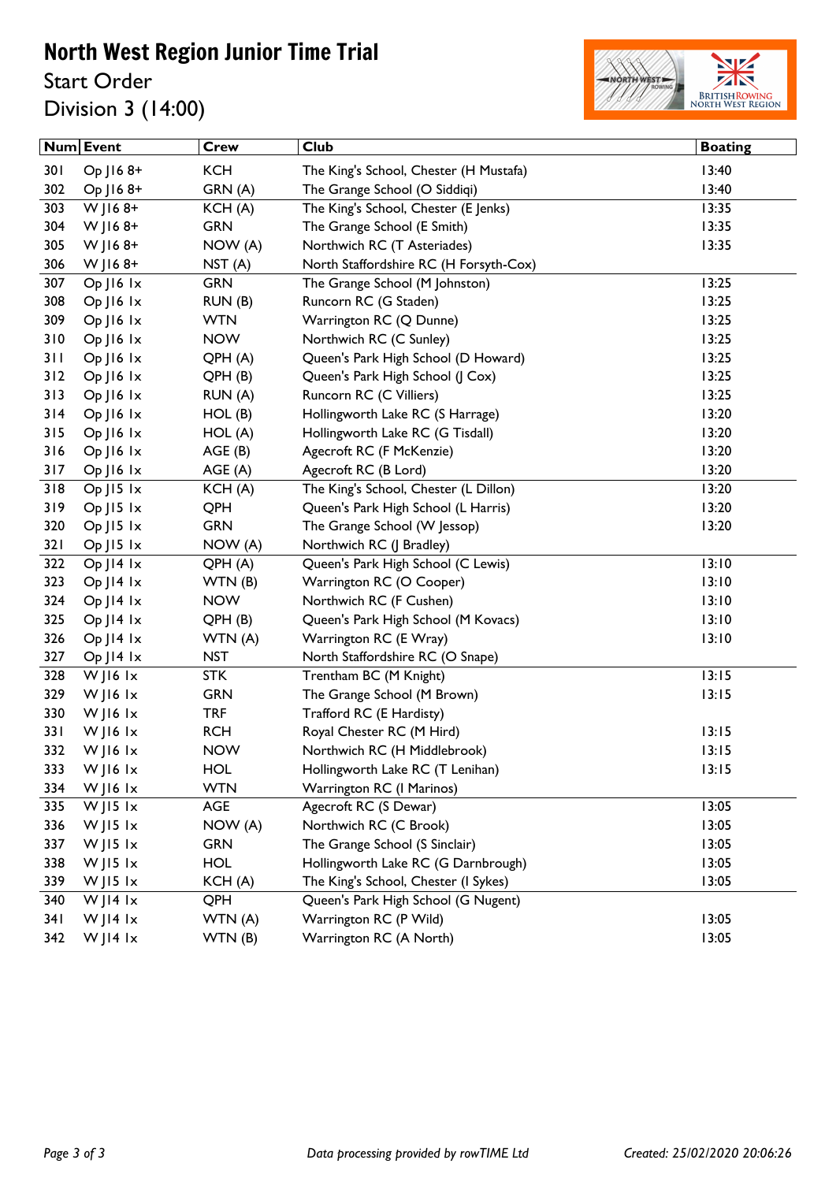# North West Region Junior Time Trial

## Start Order

## Division 3 (14:00)

| Num | Event | Crew | Club | Boating |
|---|---|---|---|---|
| 301 | Op J16 8+ | KCH | The King's School, Chester (H Mustafa) | 13:40 |
| 302 | Op J16 8+ | GRN (A) | The Grange School (O Siddiqi) | 13:40 |
| 303 | W J16 8+ | KCH (A) | The King's School, Chester (E Jenks) | 13:35 |
| 304 | W J16 8+ | GRN | The Grange School (E Smith) | 13:35 |
| 305 | W J16 8+ | NOW (A) | Northwich RC (T Asteriades) | 13:35 |
| 306 | W J16 8+ | NST (A) | North Staffordshire RC (H Forsyth-Cox) | |
| 307 | Op J16 1x | GRN | The Grange School (M Johnston) | 13:25 |
| 308 | Op J16 1x | RUN (B) | Runcorn RC (G Staden) | 13:25 |
| 309 | Op J16 1x | WTN | Warrington RC (Q Dunne) | 13:25 |
| 310 | Op J16 1x | NOW | Northwich RC (C Sunley) | 13:25 |
| 311 | Op J16 1x | QPH (A) | Queen's Park High School (D Howard) | 13:25 |
| 312 | Op J16 1x | QPH (B) | Queen's Park High School (J Cox) | 13:25 |
| 313 | Op J16 1x | RUN (A) | Runcorn RC (C Villiers) | 13:25 |
| 314 | Op J16 1x | HOL (B) | Hollingworth Lake RC (S Harrage) | 13:20 |
| 315 | Op J16 1x | HOL (A) | Hollingworth Lake RC (G Tisdall) | 13:20 |
| 316 | Op J16 1x | AGE (B) | Agecroft RC (F McKenzie) | 13:20 |
| 317 | Op J16 1x | AGE (A) | Agecroft RC (B Lord) | 13:20 |
| 318 | Op J15 1x | KCH (A) | The King's School, Chester (L Dillon) | 13:20 |
| 319 | Op J15 1x | QPH | Queen's Park High School (L Harris) | 13:20 |
| 320 | Op J15 1x | GRN | The Grange School (W Jessop) | 13:20 |
| 321 | Op J15 1x | NOW (A) | Northwich RC (J Bradley) | |
| 322 | Op J14 1x | QPH (A) | Queen's Park High School (C Lewis) | 13:10 |
| 323 | Op J14 1x | WTN (B) | Warrington RC (O Cooper) | 13:10 |
| 324 | Op J14 1x | NOW | Northwich RC (F Cushen) | 13:10 |
| 325 | Op J14 1x | QPH (B) | Queen's Park High School (M Kovacs) | 13:10 |
| 326 | Op J14 1x | WTN (A) | Warrington RC (E Wray) | 13:10 |
| 327 | Op J14 1x | NST | North Staffordshire RC (O Snape) | |
| 328 | W J16 1x | STK | Trentham BC (M Knight) | 13:15 |
| 329 | W J16 1x | GRN | The Grange School (M Brown) | 13:15 |
| 330 | W J16 1x | TRF | Trafford RC (E Hardisty) | |
| 331 | W J16 1x | RCH | Royal Chester RC (M Hird) | 13:15 |
| 332 | W J16 1x | NOW | Northwich RC (H Middlebrook) | 13:15 |
| 333 | W J16 1x | HOL | Hollingworth Lake RC (T Lenihan) | 13:15 |
| 334 | W J16 1x | WTN | Warrington RC (I Marinos) | |
| 335 | W J15 1x | AGE | Agecroft RC (S Dewar) | 13:05 |
| 336 | W J15 1x | NOW (A) | Northwich RC (C Brook) | 13:05 |
| 337 | W J15 1x | GRN | The Grange School (S Sinclair) | 13:05 |
| 338 | W J15 1x | HOL | Hollingworth Lake RC (G Darnbrough) | 13:05 |
| 339 | W J15 1x | KCH (A) | The King's School, Chester (I Sykes) | 13:05 |
| 340 | W J14 1x | QPH | Queen's Park High School (G Nugent) | |
| 341 | W J14 1x | WTN (A) | Warrington RC (P Wild) | 13:05 |
| 342 | W J14 1x | WTN (B) | Warrington RC (A North) | 13:05 |

*Data processing provided by rowTIME Ltd* *Created: 25/02/2020 20:06:26*